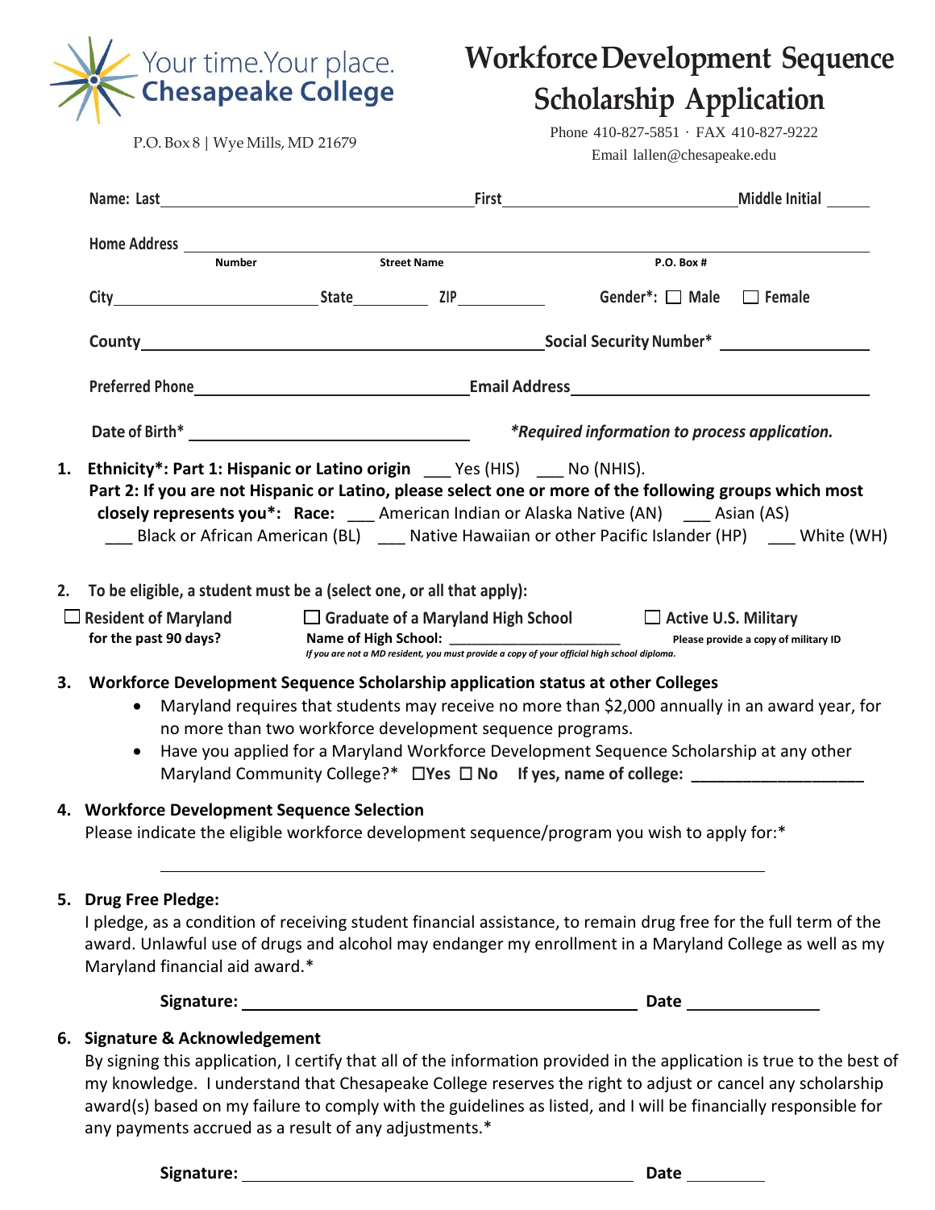Your time.Your place.
**Chesapeake College**

P.O. Box 8 | Wye Mills, MD 21679

# Workforce Development Sequence Scholarship Application

Phone 410-827-5851 · FAX 410-827-9222
Email lallen@chesapeake.edu

**Name: Last** ______________________ **First** ______________________ **Middle Initial** _____

**Home Address** ____________________________________________
Number | Street Name | P.O. Box #

**City** ____________ **State** ______ **ZIP** ________ **Gender\*:** ☐ **Male** ☐ **Female**

**County** ______________________ **Social Security Number\*** ______________

**Preferred Phone** ______________________ **Email Address** ______________________

**Date of Birth\*** ______________________ ***\*Required information to process application.***

1. **Ethnicity\*: Part 1: Hispanic or Latino origin** ___ Yes (HIS) ___ No (NHIS).
   **Part 2: If you are not Hispanic or Latino, please select one or more of the following groups which most closely represents you\*: Race:** ___ American Indian or Alaska Native (AN) ___ Asian (AS) ___ Black or African American (BL) ___ Native Hawaiian or other Pacific Islander (HP) ___ White (WH)

2. **To be eligible, a student must be a (select one, or all that apply):**
   ☐ **Resident of Maryland for the past 90 days?**
   ☐ **Graduate of a Maryland High School** — **Name of High School:** ______________
   *If you are not a MD resident, you must provide a copy of your official high school diploma.*
   ☐ **Active U.S. Military** — **Please provide a copy of military ID**

3. **Workforce Development Sequence Scholarship application status at other Colleges**
   - Maryland requires that students may receive no more than $2,000 annually in an award year, for no more than two workforce development sequence programs.
   - Have you applied for a Maryland Workforce Development Sequence Scholarship at any other Maryland Community College?\* ☐**Yes** ☐ **No** **If yes, name of college:** ______________

4. **Workforce Development Sequence Selection**
   Please indicate the eligible workforce development sequence/program you wish to apply for:\*

   ____________________________________________

5. **Drug Free Pledge:**
   I pledge, as a condition of receiving student financial assistance, to remain drug free for the full term of the award. Unlawful use of drugs and alcohol may endanger my enrollment in a Maryland College as well as my Maryland financial aid award.\*

   **Signature:** ______________________ **Date** __________

6. **Signature & Acknowledgement**
   By signing this application, I certify that all of the information provided in the application is true to the best of my knowledge. I understand that Chesapeake College reserves the right to adjust or cancel any scholarship award(s) based on my failure to comply with the guidelines as listed, and I will be financially responsible for any payments accrued as a result of any adjustments.\*

   **Signature:** ______________________ **Date** __________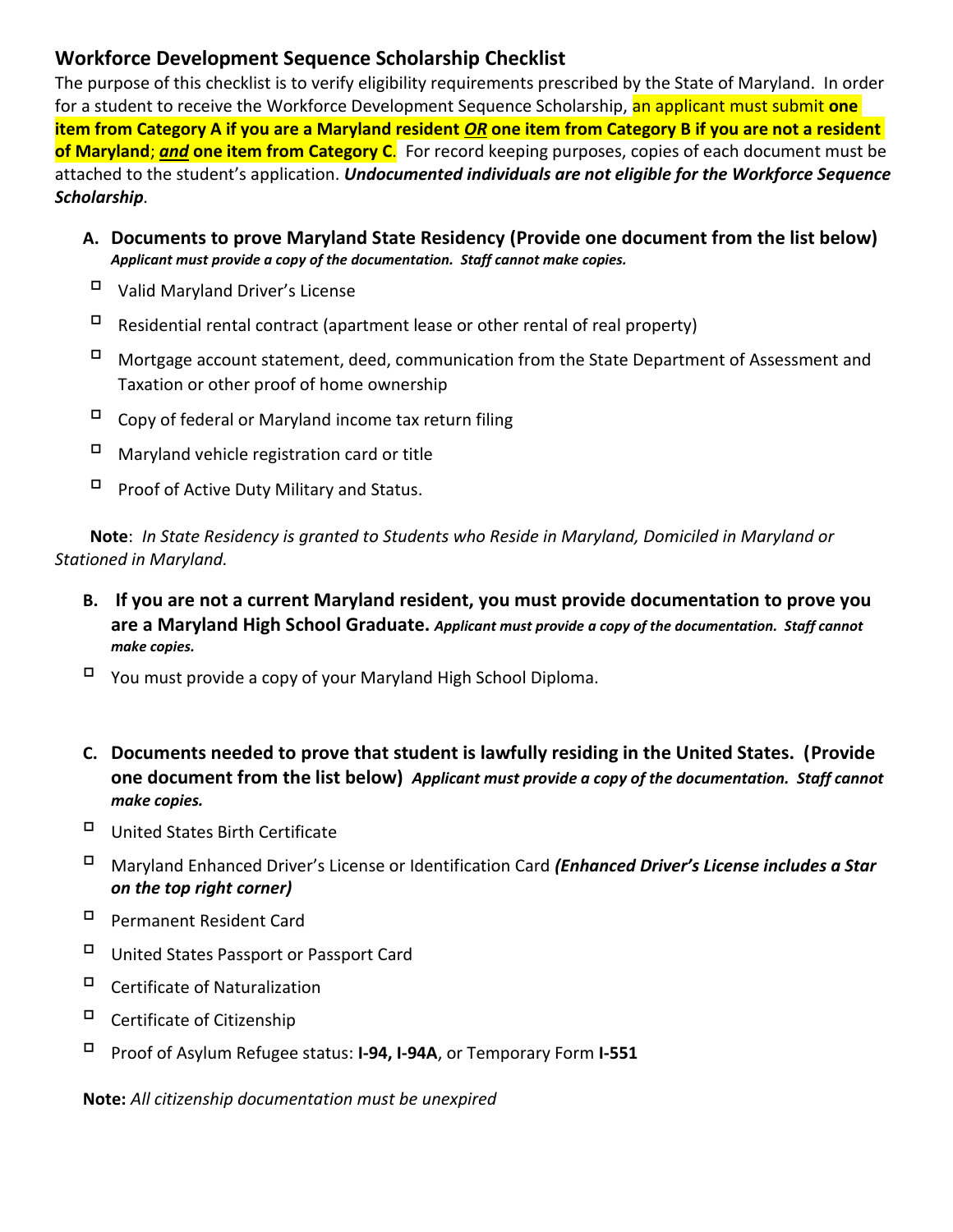## Workforce Development Sequence Scholarship Checklist

The purpose of this checklist is to verify eligibility requirements prescribed by the State of Maryland. In order for a student to receive the Workforce Development Sequence Scholarship, an applicant must submit **one item from Category A if you are a Maryland resident *OR* one item from Category B if you are not a resident of Maryland**; ***and*** **one item from Category C**. For record keeping purposes, copies of each document must be attached to the student's application. ***Undocumented individuals are not eligible for the Workforce Sequence Scholarship***.

**A. Documents to prove Maryland State Residency (Provide one document from the list below)** ***Applicant must provide a copy of the documentation. Staff cannot make copies.***

- ☐ Valid Maryland Driver's License
- ☐ Residential rental contract (apartment lease or other rental of real property)
- ☐ Mortgage account statement, deed, communication from the State Department of Assessment and Taxation or other proof of home ownership
- ☐ Copy of federal or Maryland income tax return filing
- ☐ Maryland vehicle registration card or title
- ☐ Proof of Active Duty Military and Status.

**Note**: *In State Residency is granted to Students who Reside in Maryland, Domiciled in Maryland or Stationed in Maryland.*

**B. If you are not a current Maryland resident, you must provide documentation to prove you are a Maryland High School Graduate.** ***Applicant must provide a copy of the documentation. Staff cannot make copies.***

- ☐ You must provide a copy of your Maryland High School Diploma.

**C. Documents needed to prove that student is lawfully residing in the United States. (Provide one document from the list below)** ***Applicant must provide a copy of the documentation. Staff cannot make copies.***

- ☐ United States Birth Certificate
- ☐ Maryland Enhanced Driver's License or Identification Card ***(Enhanced Driver's License includes a Star on the top right corner)***
- ☐ Permanent Resident Card
- ☐ United States Passport or Passport Card
- ☐ Certificate of Naturalization
- ☐ Certificate of Citizenship
- ☐ Proof of Asylum Refugee status: **I-94, I-94A**, or Temporary Form **I-551**

**Note:** *All citizenship documentation must be unexpired*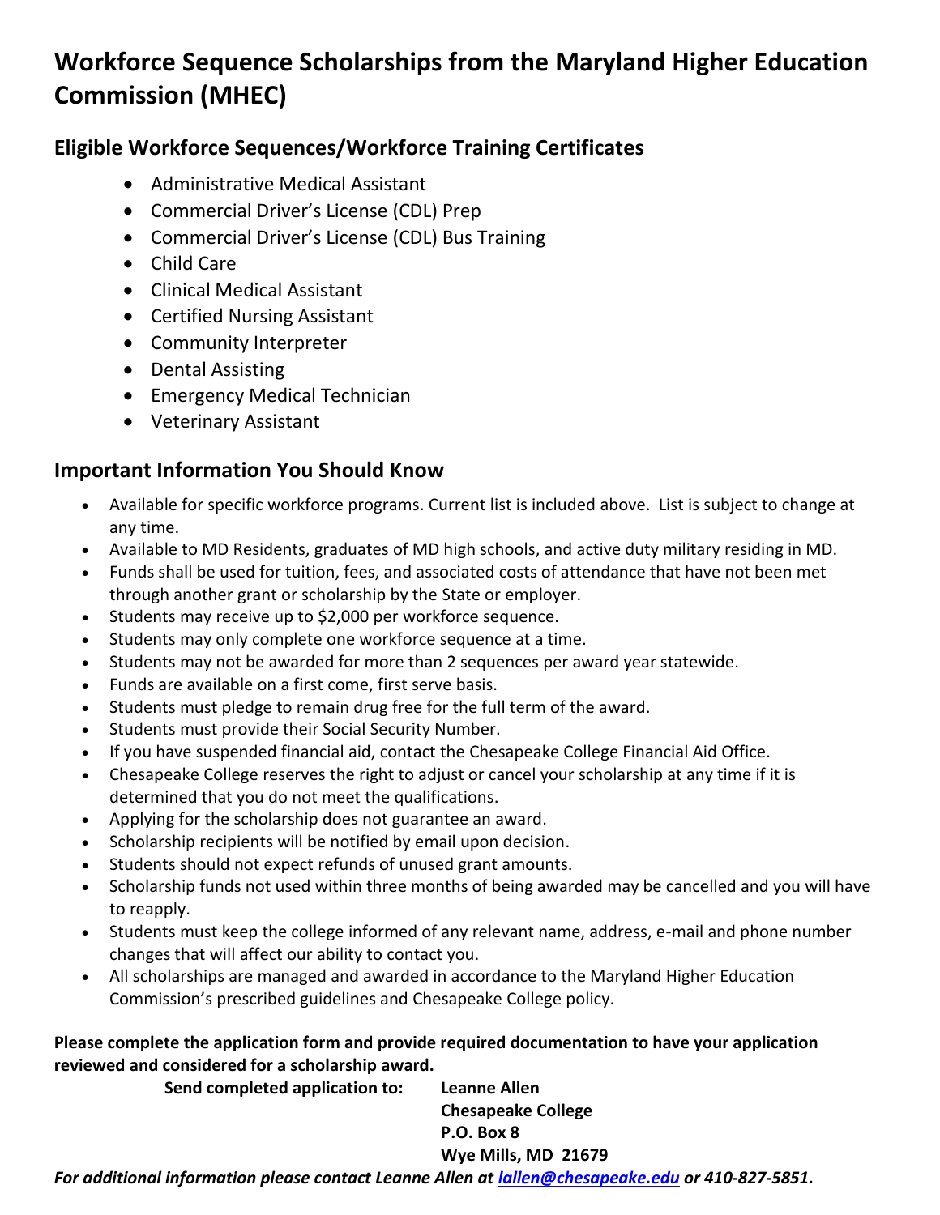# Workforce Sequence Scholarships from the Maryland Higher Education Commission (MHEC)

## Eligible Workforce Sequences/Workforce Training Certificates

- Administrative Medical Assistant
- Commercial Driver's License (CDL) Prep
- Commercial Driver's License (CDL) Bus Training
- Child Care
- Clinical Medical Assistant
- Certified Nursing Assistant
- Community Interpreter
- Dental Assisting
- Emergency Medical Technician
- Veterinary Assistant

## Important Information You Should Know

- Available for specific workforce programs. Current list is included above. List is subject to change at any time.
- Available to MD Residents, graduates of MD high schools, and active duty military residing in MD.
- Funds shall be used for tuition, fees, and associated costs of attendance that have not been met through another grant or scholarship by the State or employer.
- Students may receive up to $2,000 per workforce sequence.
- Students may only complete one workforce sequence at a time.
- Students may not be awarded for more than 2 sequences per award year statewide.
- Funds are available on a first come, first serve basis.
- Students must pledge to remain drug free for the full term of the award.
- Students must provide their Social Security Number.
- If you have suspended financial aid, contact the Chesapeake College Financial Aid Office.
- Chesapeake College reserves the right to adjust or cancel your scholarship at any time if it is determined that you do not meet the qualifications.
- Applying for the scholarship does not guarantee an award.
- Scholarship recipients will be notified by email upon decision.
- Students should not expect refunds of unused grant amounts.
- Scholarship funds not used within three months of being awarded may be cancelled and you will have to reapply.
- Students must keep the college informed of any relevant name, address, e-mail and phone number changes that will affect our ability to contact you.
- All scholarships are managed and awarded in accordance to the Maryland Higher Education Commission's prescribed guidelines and Chesapeake College policy.

**Please complete the application form and provide required documentation to have your application reviewed and considered for a scholarship award.**

**Send completed application to:** **Leanne Allen**
**Chesapeake College**
**P.O. Box 8**
**Wye Mills, MD 21679**

***For additional information please contact Leanne Allen at lallen@chesapeake.edu or 410-827-5851.***